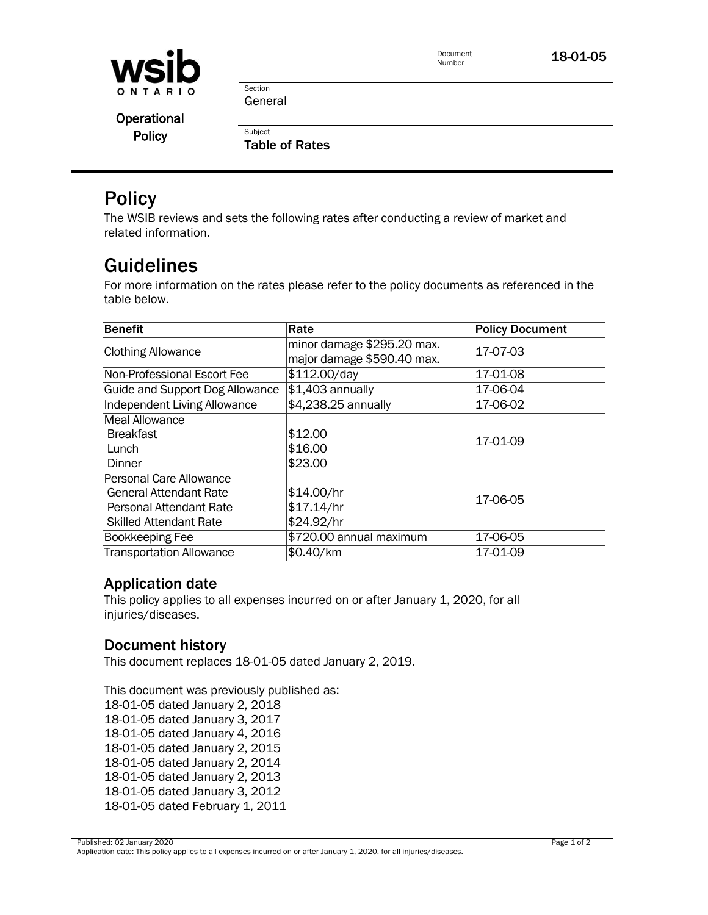wsib ONTARIO

Operational Policy

Document Number: 18-01-05

Section: General

Subject: Table of Rates

# Policy

The WSIB reviews and sets the following rates after conducting a review of market and related information.

# Guidelines

For more information on the rates please refer to the policy documents as referenced in the table below.

| Benefit | Rate | Policy Document |
|---|---|---|
| Clothing Allowance | minor damage $295.20 max.<br>major damage $590.40 max. | 17-07-03 |
| Non-Professional Escort Fee | $112.00/day | 17-01-08 |
| Guide and Support Dog Allowance | $1,403 annually | 17-06-04 |
| Independent Living Allowance | $4,238.25 annually | 17-06-02 |
| Meal Allowance<br>Breakfast<br>Lunch<br>Dinner | <br>$12.00<br>$16.00<br>$23.00 | 17-01-09 |
| Personal Care Allowance<br>General Attendant Rate<br>Personal Attendant Rate<br>Skilled Attendant Rate | <br>$14.00/hr<br>$17.14/hr<br>$24.92/hr | 17-06-05 |
| Bookkeeping Fee | $720.00 annual maximum | 17-06-05 |
| Transportation Allowance | $0.40/km | 17-01-09 |

## Application date

This policy applies to all expenses incurred on or after January 1, 2020, for all injuries/diseases.

## Document history

This document replaces 18-01-05 dated January 2, 2019.

This document was previously published as:
18-01-05 dated January 2, 2018
18-01-05 dated January 3, 2017
18-01-05 dated January 4, 2016
18-01-05 dated January 2, 2015
18-01-05 dated January 2, 2014
18-01-05 dated January 2, 2013
18-01-05 dated January 3, 2012
18-01-05 dated February 1, 2011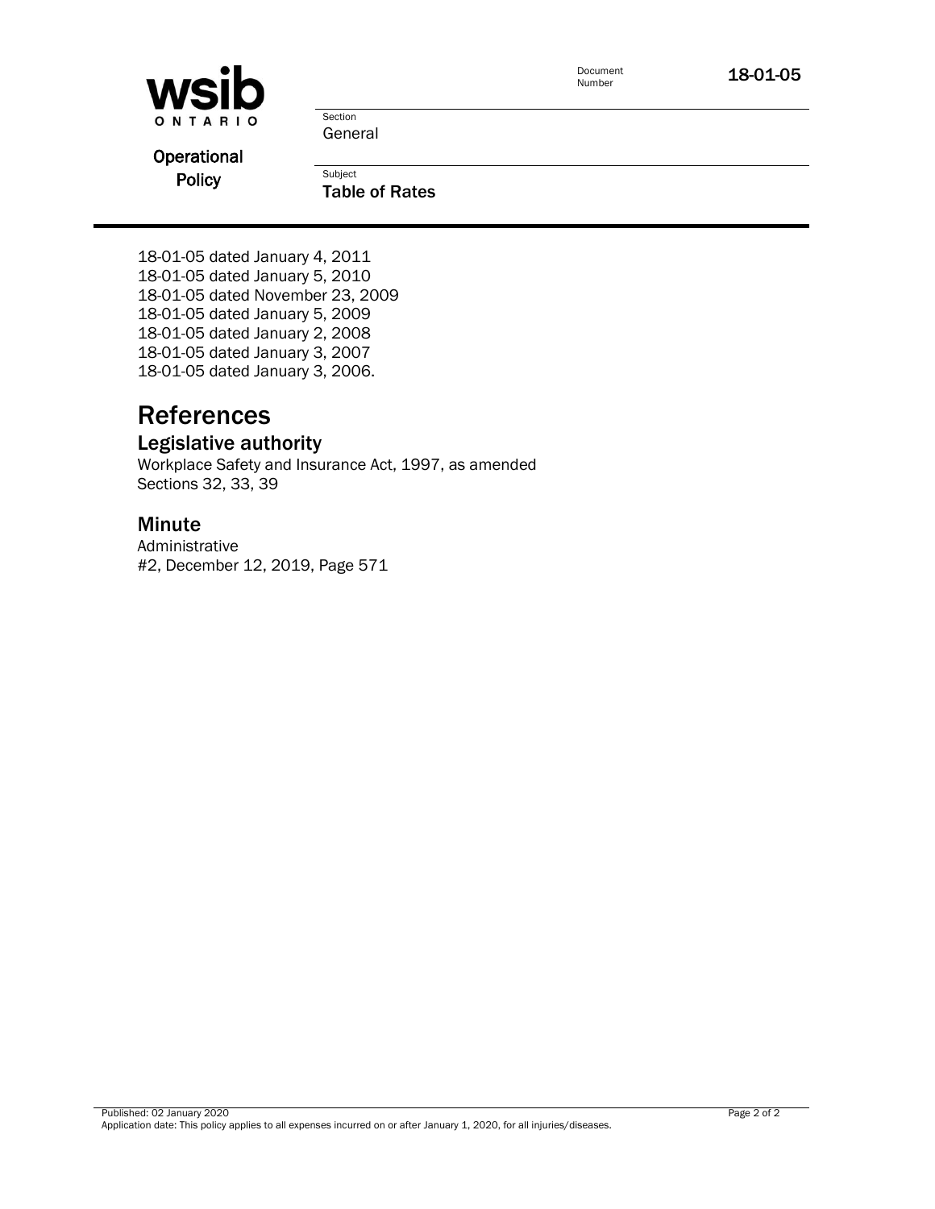18-01-05 dated January 4, 2011
18-01-05 dated January 5, 2010
18-01-05 dated November 23, 2009
18-01-05 dated January 5, 2009
18-01-05 dated January 2, 2008
18-01-05 dated January 3, 2007
18-01-05 dated January 3, 2006.

# References

## Legislative authority

Workplace Safety and Insurance Act, 1997, as amended
Sections 32, 33, 39

## Minute

Administrative
#2, December 12, 2019, Page 571